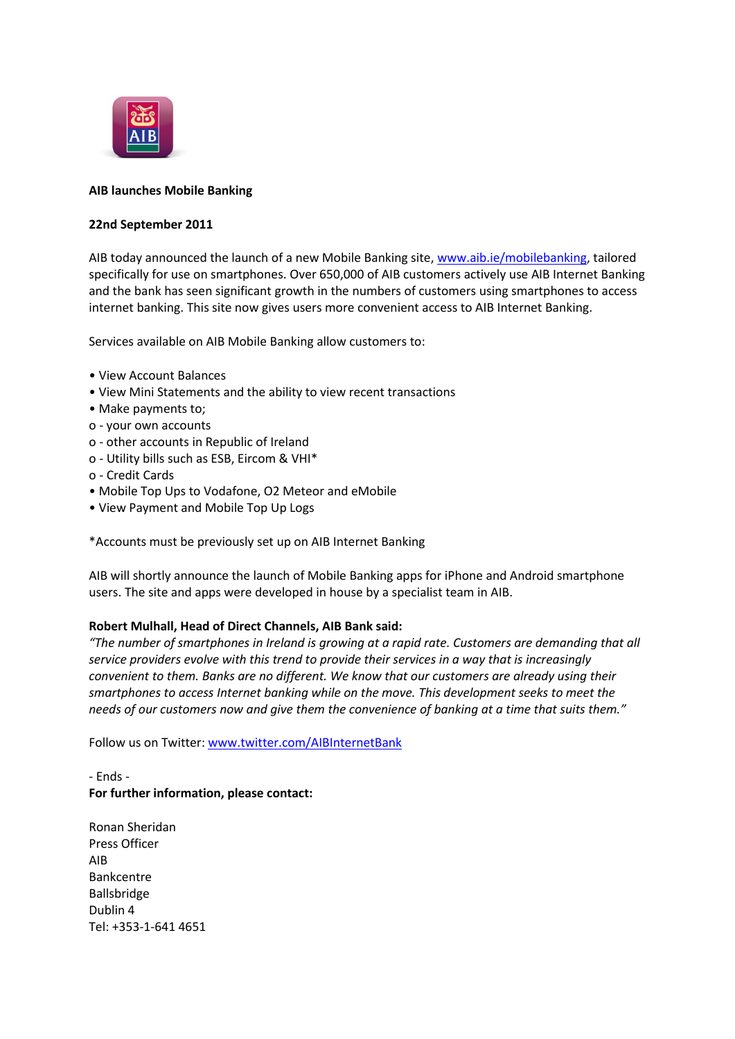**AIB launches Mobile Banking**

**22nd September 2011**

AIB today announced the launch of a new Mobile Banking site, [www.aib.ie/mobilebanking](http://www.aib.ie/mobilebanking), tailored specifically for use on smartphones. Over 650,000 of AIB customers actively use AIB Internet Banking and the bank has seen significant growth in the numbers of customers using smartphones to access internet banking. This site now gives users more convenient access to AIB Internet Banking.

Services available on AIB Mobile Banking allow customers to:

- View Account Balances
- View Mini Statements and the ability to view recent transactions
- Make payments to;
  - your own accounts
  - other accounts in Republic of Ireland
  - Utility bills such as ESB, Eircom & VHI*
  - Credit Cards
- Mobile Top Ups to Vodafone, O2 Meteor and eMobile
- View Payment and Mobile Top Up Logs

*Accounts must be previously set up on AIB Internet Banking

AIB will shortly announce the launch of Mobile Banking apps for iPhone and Android smartphone users. The site and apps were developed in house by a specialist team in AIB.

**Robert Mulhall, Head of Direct Channels, AIB Bank said:**

*"The number of smartphones in Ireland is growing at a rapid rate. Customers are demanding that all service providers evolve with this trend to provide their services in a way that is increasingly convenient to them. Banks are no different. We know that our customers are already using their smartphones to access Internet banking while on the move. This development seeks to meet the needs of our customers now and give them the convenience of banking at a time that suits them."*

Follow us on Twitter: [www.twitter.com/AIBInternetBank](http://www.twitter.com/AIBInternetBank)

\- Ends -

**For further information, please contact:**

Ronan Sheridan
Press Officer
AIB
Bankcentre
Ballsbridge
Dublin 4
Tel: +353-1-641 4651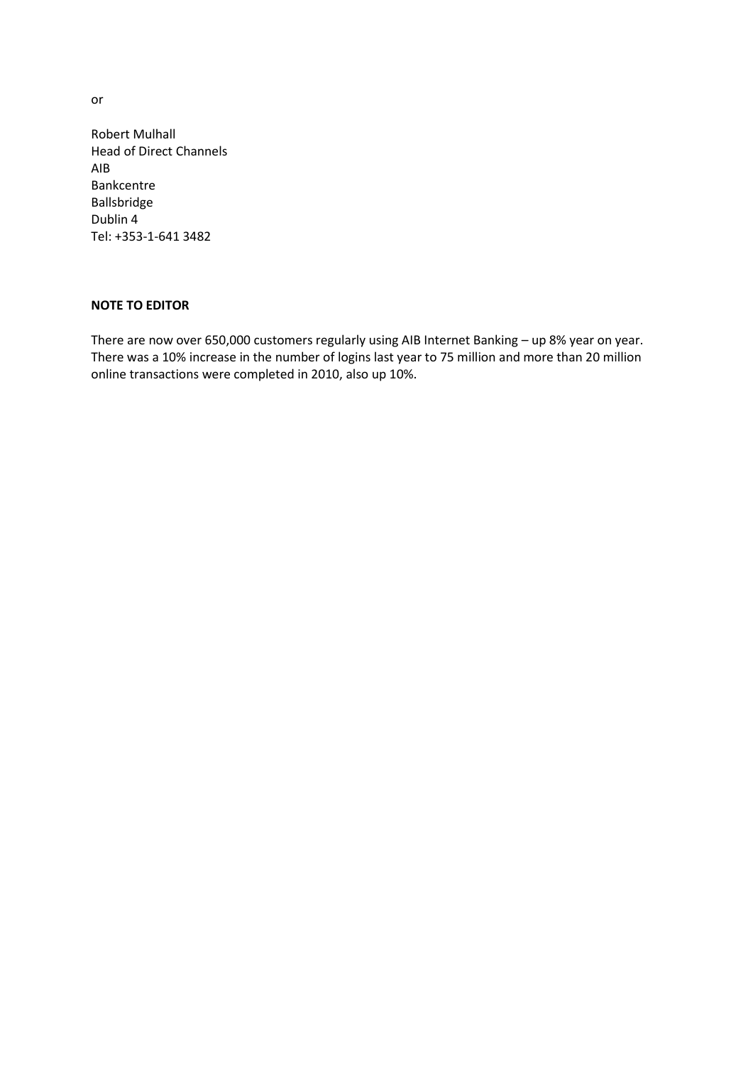or

Robert Mulhall
Head of Direct Channels
AIB
Bankcentre
Ballsbridge
Dublin 4
Tel: +353-1-641 3482

**NOTE TO EDITOR**

There are now over 650,000 customers regularly using AIB Internet Banking – up 8% year on year. There was a 10% increase in the number of logins last year to 75 million and more than 20 million online transactions were completed in 2010, also up 10%.